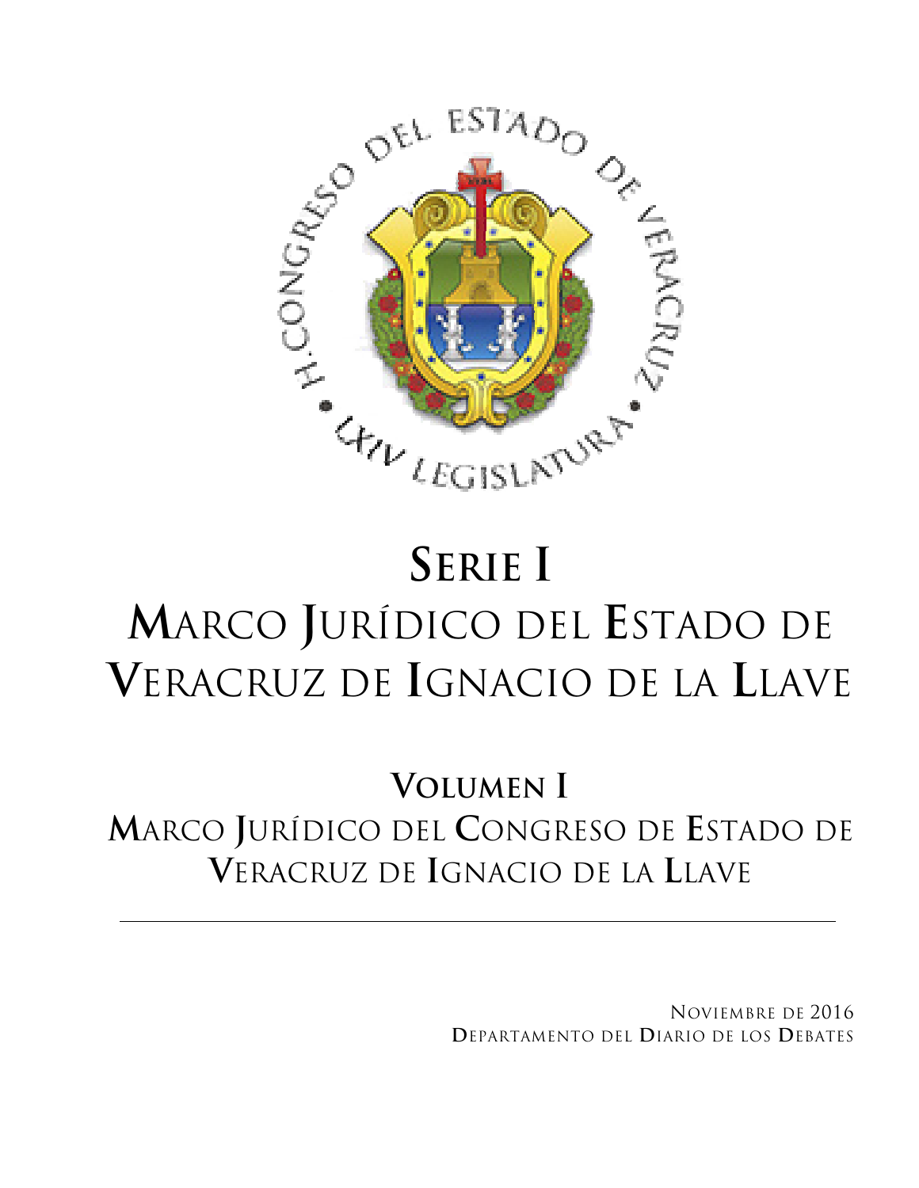# SERIE I

# MARCO JURÍDICO DEL ESTADO DE VERACRUZ DE IGNACIO DE LA LLAVE

## VOLUMEN I

## MARCO JURÍDICO DEL CONGRESO DE ESTADO DE VERACRUZ DE IGNACIO DE LA LLAVE

---

NOVIEMBRE DE 2016

DEPARTAMENTO DEL DIARIO DE LOS DEBATES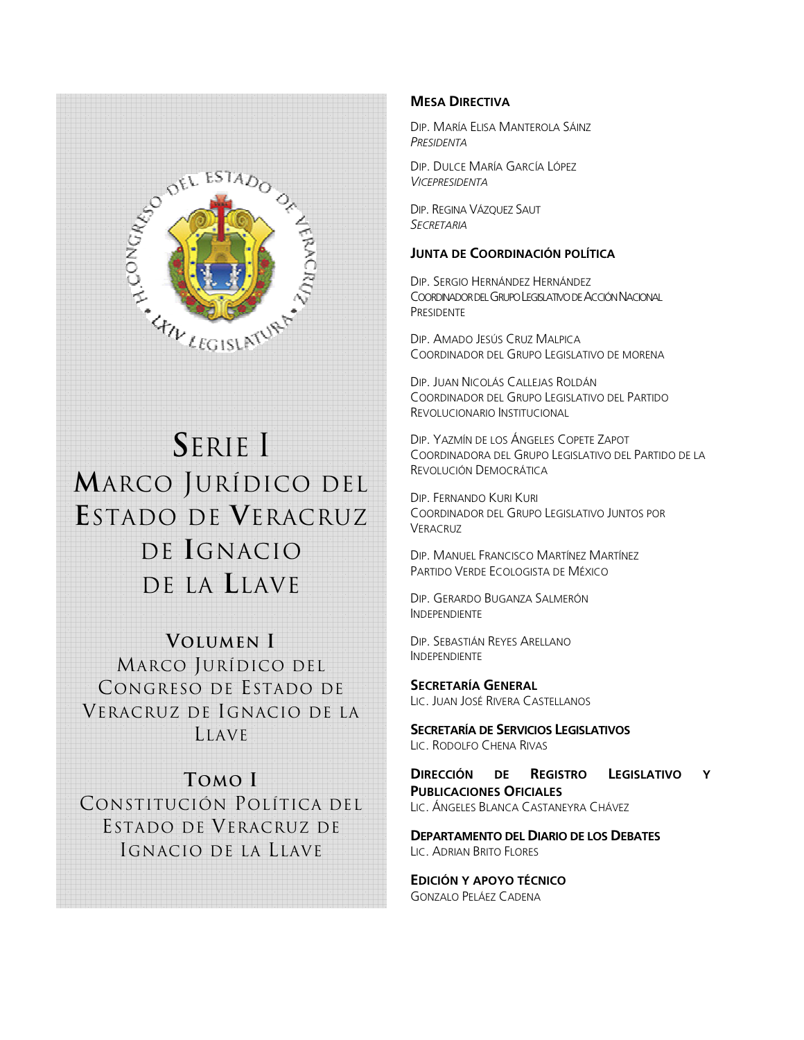# Serie I
# Marco Jurídico del Estado de Veracruz de Ignacio de la Llave

## Volumen I
Marco Jurídico del Congreso de Estado de Veracruz de Ignacio de la Llave

## Tomo I
Constitución Política del Estado de Veracruz de Ignacio de la Llave

**Mesa Directiva**

Dip. María Elisa Manterola Sáinz
*Presidenta*

Dip. Dulce María García López
*Vicepresidenta*

Dip. Regina Vázquez Saut
*Secretaria*

**Junta de Coordinación Política**

Dip. Sergio Hernández Hernández
Coordinador del Grupo Legislativo de Acción Nacional
Presidente

Dip. Amado Jesús Cruz Malpica
Coordinador del Grupo Legislativo de Morena

Dip. Juan Nicolás Callejas Roldán
Coordinador del Grupo Legislativo del Partido Revolucionario Institucional

Dip. Yazmín de los Ángeles Copete Zapot
Coordinadora del Grupo Legislativo del Partido de la Revolución Democrática

Dip. Fernando Kuri Kuri
Coordinador del Grupo Legislativo Juntos por Veracruz

Dip. Manuel Francisco Martínez Martínez
Partido Verde Ecologista de México

Dip. Gerardo Buganza Salmerón
Independiente

Dip. Sebastián Reyes Arellano
Independiente

**Secretaría General**
Lic. Juan José Rivera Castellanos

**Secretaría de Servicios Legislativos**
Lic. Rodolfo Chena Rivas

**Dirección de Registro Legislativo y Publicaciones Oficiales**
Lic. Ángeles Blanca Castaneyra Chávez

**Departamento del Diario de los Debates**
Lic. Adrian Brito Flores

**Edición y apoyo técnico**
Gonzalo Peláez Cadena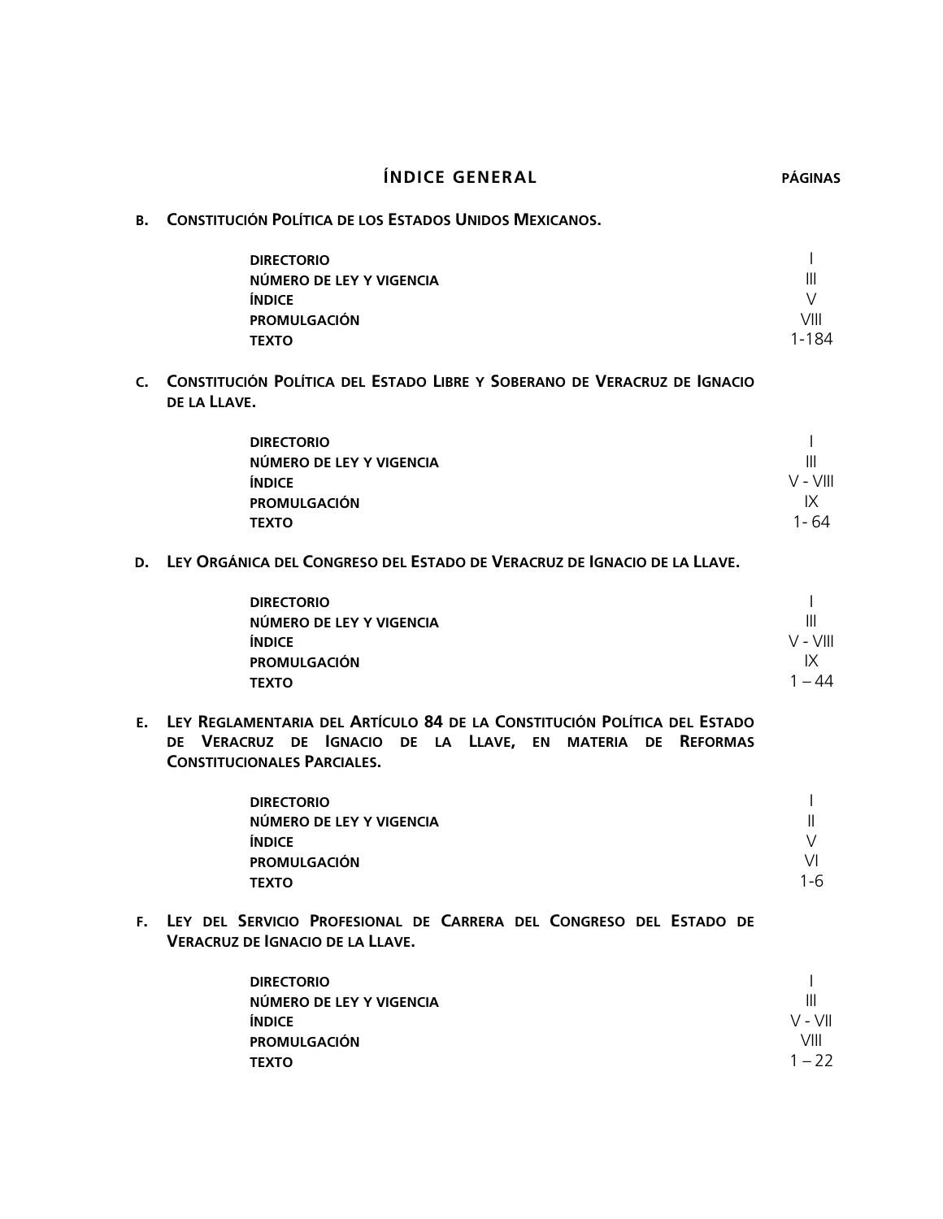# ÍNDICE GENERAL

**PÁGINAS**

**B. CONSTITUCIÓN POLÍTICA DE LOS ESTADOS UNIDOS MEXICANOS.**

| | |
|---|---|
| **DIRECTORIO** | I |
| **NÚMERO DE LEY Y VIGENCIA** | III |
| **ÍNDICE** | V |
| **PROMULGACIÓN** | VIII |
| **TEXTO** | 1-184 |

**C. CONSTITUCIÓN POLÍTICA DEL ESTADO LIBRE Y SOBERANO DE VERACRUZ DE IGNACIO DE LA LLAVE.**

| | |
|---|---|
| **DIRECTORIO** | I |
| **NÚMERO DE LEY Y VIGENCIA** | III |
| **ÍNDICE** | V - VIII |
| **PROMULGACIÓN** | IX |
| **TEXTO** | 1- 64 |

**D. LEY ORGÁNICA DEL CONGRESO DEL ESTADO DE VERACRUZ DE IGNACIO DE LA LLAVE.**

| | |
|---|---|
| **DIRECTORIO** | I |
| **NÚMERO DE LEY Y VIGENCIA** | III |
| **ÍNDICE** | V - VIII |
| **PROMULGACIÓN** | IX |
| **TEXTO** | 1 – 44 |

**E. LEY REGLAMENTARIA DEL ARTÍCULO 84 DE LA CONSTITUCIÓN POLÍTICA DEL ESTADO DE VERACRUZ DE IGNACIO DE LA LLAVE, EN MATERIA DE REFORMAS CONSTITUCIONALES PARCIALES.**

| | |
|---|---|
| **DIRECTORIO** | I |
| **NÚMERO DE LEY Y VIGENCIA** | II |
| **ÍNDICE** | V |
| **PROMULGACIÓN** | VI |
| **TEXTO** | 1-6 |

**F. LEY DEL SERVICIO PROFESIONAL DE CARRERA DEL CONGRESO DEL ESTADO DE VERACRUZ DE IGNACIO DE LA LLAVE.**

| | |
|---|---|
| **DIRECTORIO** | I |
| **NÚMERO DE LEY Y VIGENCIA** | III |
| **ÍNDICE** | V - VII |
| **PROMULGACIÓN** | VIII |
| **TEXTO** | 1 – 22 |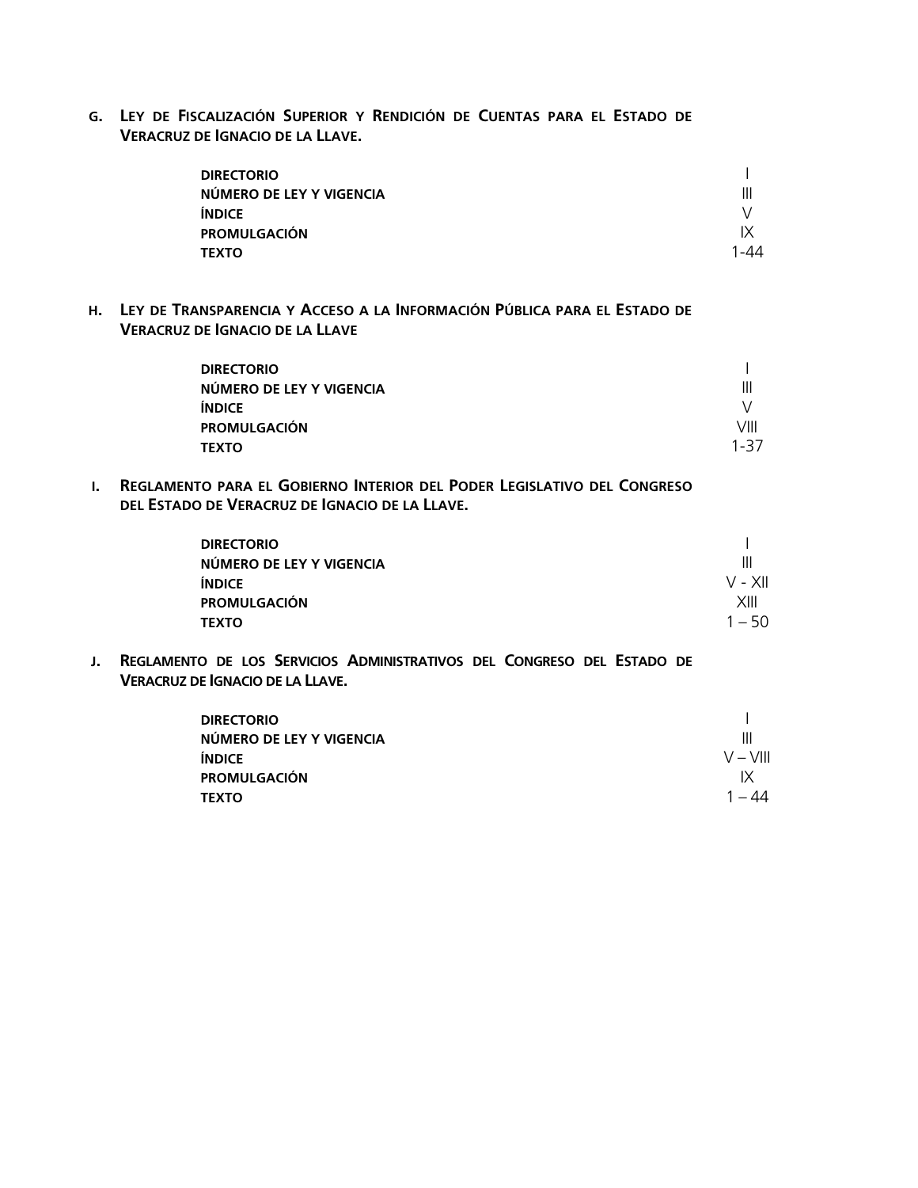**G. Ley de Fiscalización Superior y Rendición de Cuentas para el Estado de Veracruz de Ignacio de la Llave.**

| | |
|---|---|
| **DIRECTORIO** | I |
| **NÚMERO DE LEY Y VIGENCIA** | III |
| **ÍNDICE** | V |
| **PROMULGACIÓN** | IX |
| **TEXTO** | 1-44 |

**H. Ley de Transparencia y Acceso a la Información Pública para el Estado de Veracruz de Ignacio de la Llave**

| | |
|---|---|
| **DIRECTORIO** | I |
| **NÚMERO DE LEY Y VIGENCIA** | III |
| **ÍNDICE** | V |
| **PROMULGACIÓN** | VIII |
| **TEXTO** | 1-37 |

**I. Reglamento para el Gobierno Interior del Poder Legislativo del Congreso del Estado de Veracruz de Ignacio de la Llave.**

| | |
|---|---|
| **DIRECTORIO** | I |
| **NÚMERO DE LEY Y VIGENCIA** | III |
| **ÍNDICE** | V - XII |
| **PROMULGACIÓN** | XIII |
| **TEXTO** | 1 – 50 |

**J. Reglamento de los Servicios Administrativos del Congreso del Estado de Veracruz de Ignacio de la Llave.**

| | |
|---|---|
| **DIRECTORIO** | I |
| **NÚMERO DE LEY Y VIGENCIA** | III |
| **ÍNDICE** | V – VIII |
| **PROMULGACIÓN** | IX |
| **TEXTO** | 1 – 44 |